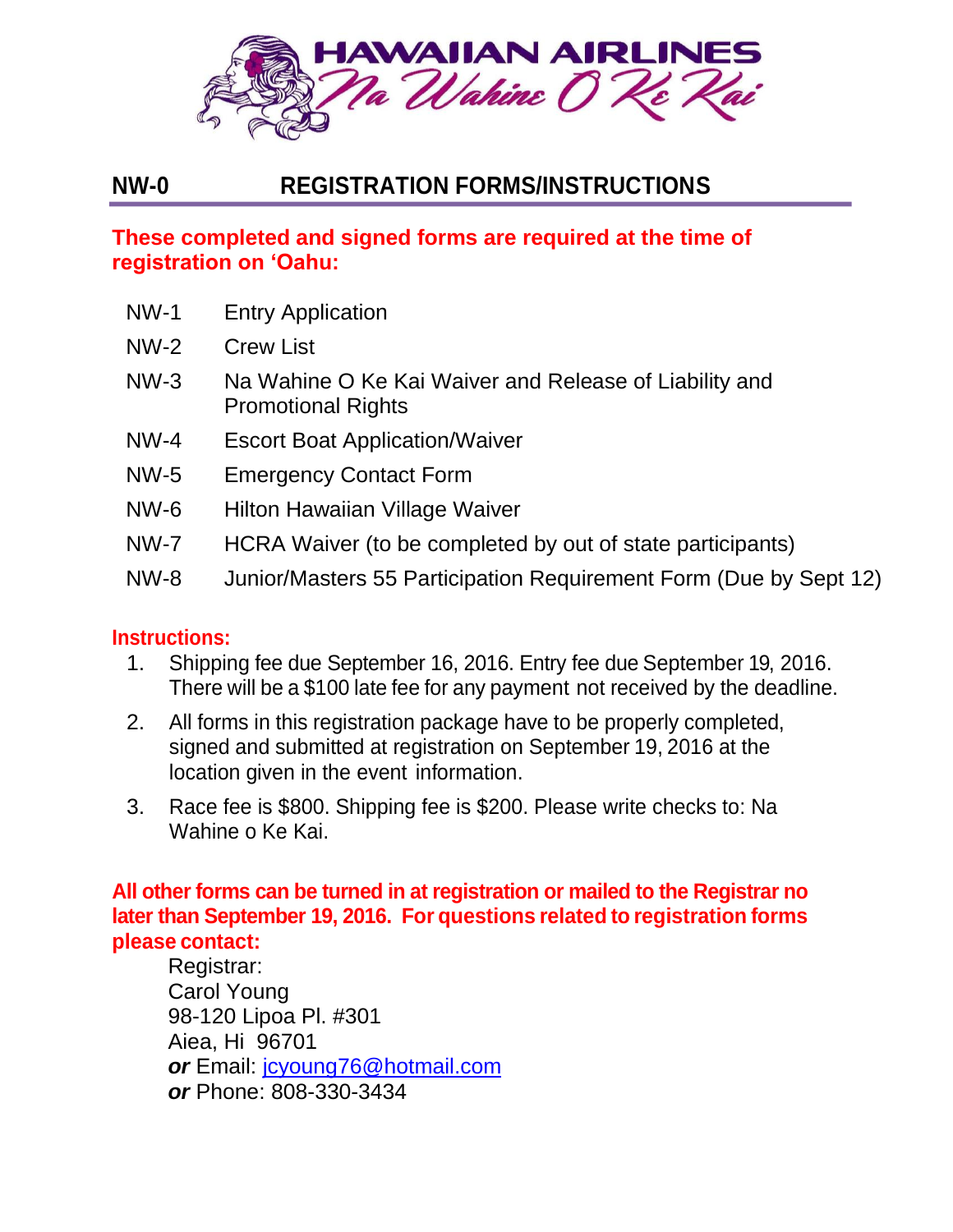HAWAIIAN AIRLINES Na Wahine O Ke Kai

## NW-0 REGISTRATION FORMS/INSTRUCTIONS

**These completed and signed forms are required at the time of registration on ‘Oahu:**

| | |
|---|---|
| NW-1 | Entry Application |
| NW-2 | Crew List |
| NW-3 | Na Wahine O Ke Kai Waiver and Release of Liability and Promotional Rights |
| NW-4 | Escort Boat Application/Waiver |
| NW-5 | Emergency Contact Form |
| NW-6 | Hilton Hawaiian Village Waiver |
| NW-7 | HCRA Waiver (to be completed by out of state participants) |
| NW-8 | Junior/Masters 55 Participation Requirement Form (Due by Sept 12) |

**Instructions:**

1. Shipping fee due September 16, 2016. Entry fee due September 19, 2016. There will be a $100 late fee for any payment not received by the deadline.
2. All forms in this registration package have to be properly completed, signed and submitted at registration on September 19, 2016 at the location given in the event information.
3. Race fee is $800. Shipping fee is $200. Please write checks to: Na Wahine o Ke Kai.

**All other forms can be turned in at registration or mailed to the Registrar no later than September 19, 2016. For questions related to registration forms please contact:**

Registrar:
Carol Young
98-120 Lipoa Pl. #301
Aiea, Hi 96701
***or*** Email: jcyoung76@hotmail.com
***or*** Phone: 808-330-3434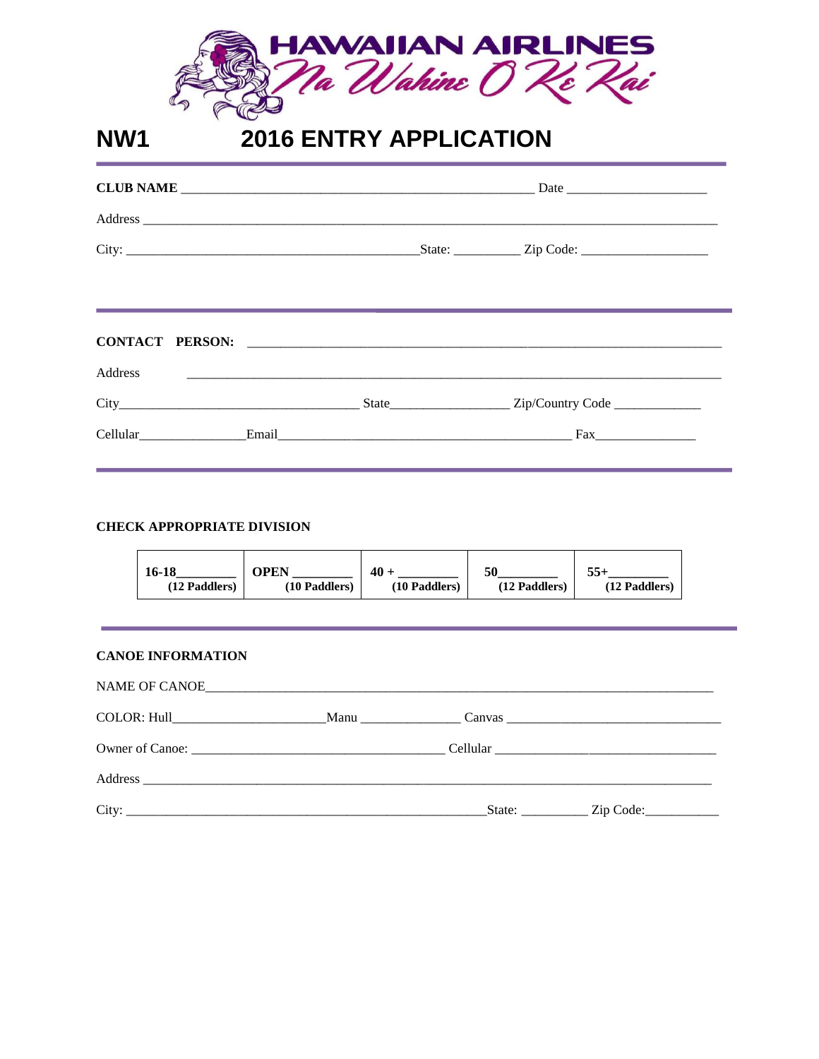# HAWAIIAN AIRLINES
## Na Wahine O Ke Kai

**NW1** **2016 ENTRY APPLICATION**

---

**CLUB NAME** ____________________________________________________ Date ______________________

Address ____________________________________________________________________________________

City: _____________________________________________State: __________ Zip Code: ___________________

---

**CONTACT PERSON:** ________________________________________________________________________

Address ________________________________________________________________________________

City____________________________________ State__________________ Zip/Country Code _____________

Cellular________________Email____________________________________________ Fax_______________

---

**CHECK APPROPRIATE DIVISION**

| **16-18**________ **(12 Paddlers)** | **OPEN** ________ **(10 Paddlers)** | **40 +** ________ **(10 Paddlers)** | **50**________ **(12 Paddlers)** | **55+**________ **(12 Paddlers)** |
|---|---|---|---|---|

---

**CANOE INFORMATION**

NAME OF CANOE_____________________________________________________________________________

COLOR: Hull_______________________Manu _______________ Canvas ________________________________

Owner of Canoe: ______________________________________ Cellular _________________________________

Address ____________________________________________________________________________________

City: ______________________________________________________State: __________ Zip Code:___________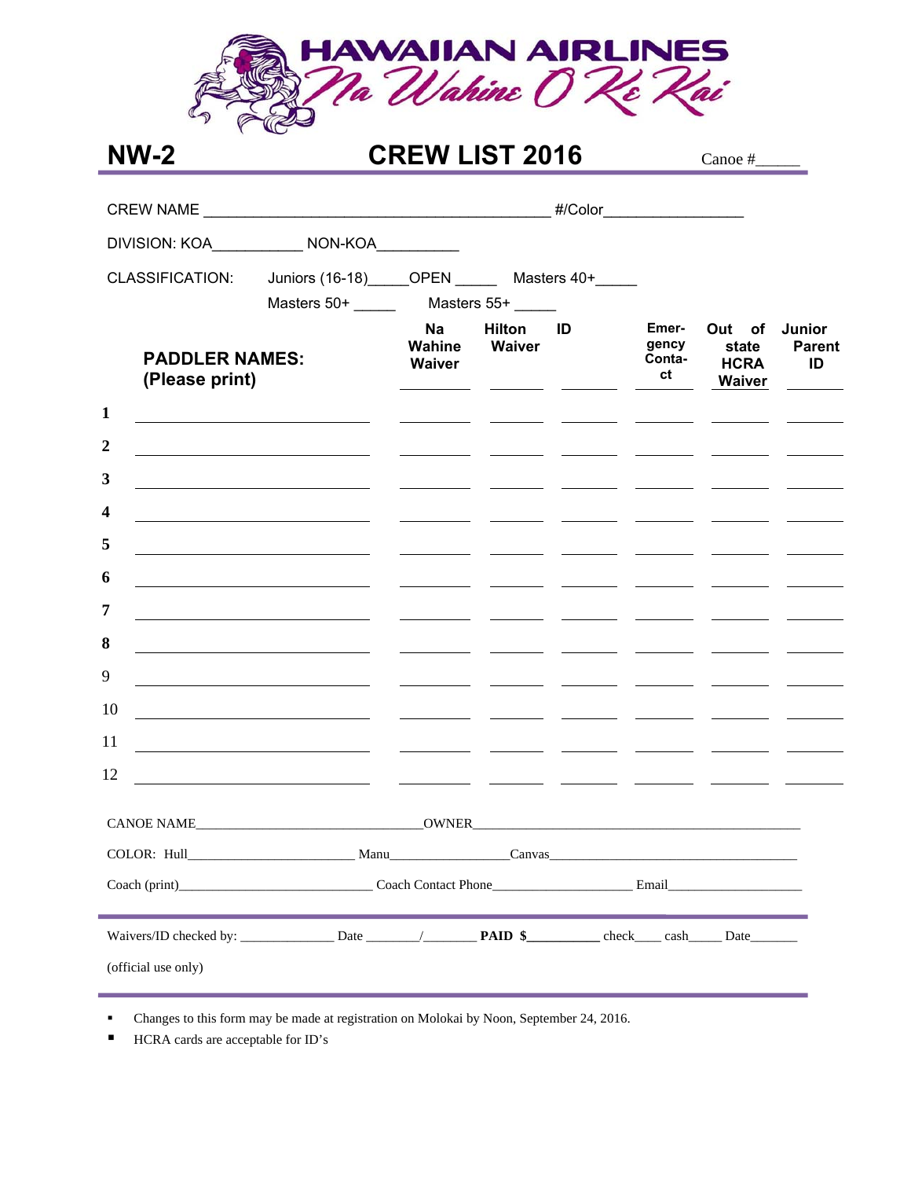# HAWAIIAN AIRLINES Na Wahine O Ke Kai

## NW-2 CREW LIST 2016

Canoe #_____

CREW NAME ________________________________________ #/Color________________

DIVISION: KOA__________ NON-KOA_________

CLASSIFICATION: Juniors (16-18)_____OPEN _____ Masters 40+_____

Masters 50+ _____ Masters 55+ _____

| | PADDLER NAMES: (Please print) | Na Wahine Waiver | Hilton Waiver | ID | Emergency Contact | Out of state HCRA Waiver | Junior Parent ID |
|---|---|---|---|---|---|---|---|
| 1 | | | | | | | |
| 2 | | | | | | | |
| 3 | | | | | | | |
| 4 | | | | | | | |
| 5 | | | | | | | |
| 6 | | | | | | | |
| 7 | | | | | | | |
| 8 | | | | | | | |
| 9 | | | | | | | |
| 10 | | | | | | | |
| 11 | | | | | | | |
| 12 | | | | | | | |

CANOE NAME_______________________________OWNER_______________________________________________

COLOR: Hull_______________________ Manu________________Canvas___________________________________

Coach (print)___________________________ Coach Contact Phone___________________ Email___________________

Waivers/ID checked by: _____________ Date _______/_______ **PAID $**__________ check____ cash_____ Date_______

(official use only)

- Changes to this form may be made at registration on Molokai by Noon, September 24, 2016.
- HCRA cards are acceptable for ID's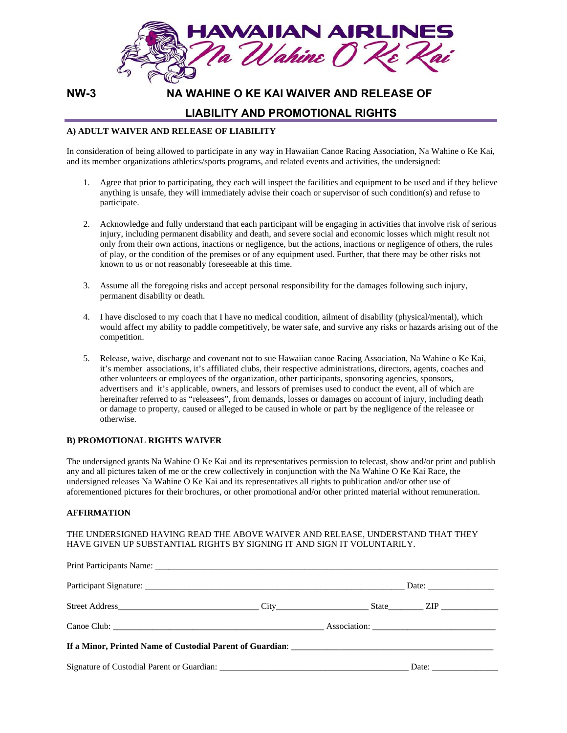HAWAIIAN AIRLINES
Na Wahine O Ke Kai

# NW-3 NA WAHINE O KE KAI WAIVER AND RELEASE OF LIABILITY AND PROMOTIONAL RIGHTS

**A) ADULT WAIVER AND RELEASE OF LIABILITY**

In consideration of being allowed to participate in any way in Hawaiian Canoe Racing Association, Na Wahine o Ke Kai, and its member organizations athletics/sports programs, and related events and activities, the undersigned:

1. Agree that prior to participating, they each will inspect the facilities and equipment to be used and if they believe anything is unsafe, they will immediately advise their coach or supervisor of such condition(s) and refuse to participate.

2. Acknowledge and fully understand that each participant will be engaging in activities that involve risk of serious injury, including permanent disability and death, and severe social and economic losses which might result not only from their own actions, inactions or negligence, but the actions, inactions or negligence of others, the rules of play, or the condition of the premises or of any equipment used. Further, that there may be other risks not known to us or not reasonably foreseeable at this time.

3. Assume all the foregoing risks and accept personal responsibility for the damages following such injury, permanent disability or death.

4. I have disclosed to my coach that I have no medical condition, ailment of disability (physical/mental), which would affect my ability to paddle competitively, be water safe, and survive any risks or hazards arising out of the competition.

5. Release, waive, discharge and covenant not to sue Hawaiian canoe Racing Association, Na Wahine o Ke Kai, it's member associations, it's affiliated clubs, their respective administrations, directors, agents, coaches and other volunteers or employees of the organization, other participants, sponsoring agencies, sponsors, advertisers and it's applicable, owners, and lessors of premises used to conduct the event, all of which are hereinafter referred to as "releasees", from demands, losses or damages on account of injury, including death or damage to property, caused or alleged to be caused in whole or part by the negligence of the releasee or otherwise.

**B) PROMOTIONAL RIGHTS WAIVER**

The undersigned grants Na Wahine O Ke Kai and its representatives permission to telecast, show and/or print and publish any and all pictures taken of me or the crew collectively in conjunction with the Na Wahine O Ke Kai Race, the undersigned releases Na Wahine O Ke Kai and its representatives all rights to publication and/or other use of aforementioned pictures for their brochures, or other promotional and/or other printed material without remuneration.

**AFFIRMATION**

THE UNDERSIGNED HAVING READ THE ABOVE WAIVER AND RELEASE, UNDERSTAND THAT THEY HAVE GIVEN UP SUBSTANTIAL RIGHTS BY SIGNING IT AND SIGN IT VOLUNTARILY.

Print Participants Name: ______________________________

Participant Signature: ______________________________ Date: ____________

Street Address______________________ City_______________ State_______ ZIP ___________

Canoe Club: ______________________________ Association: ______________________

**If a Minor, Printed Name of Custodial Parent of Guardian**: ______________________________

Signature of Custodial Parent or Guardian: ______________________________ Date: ____________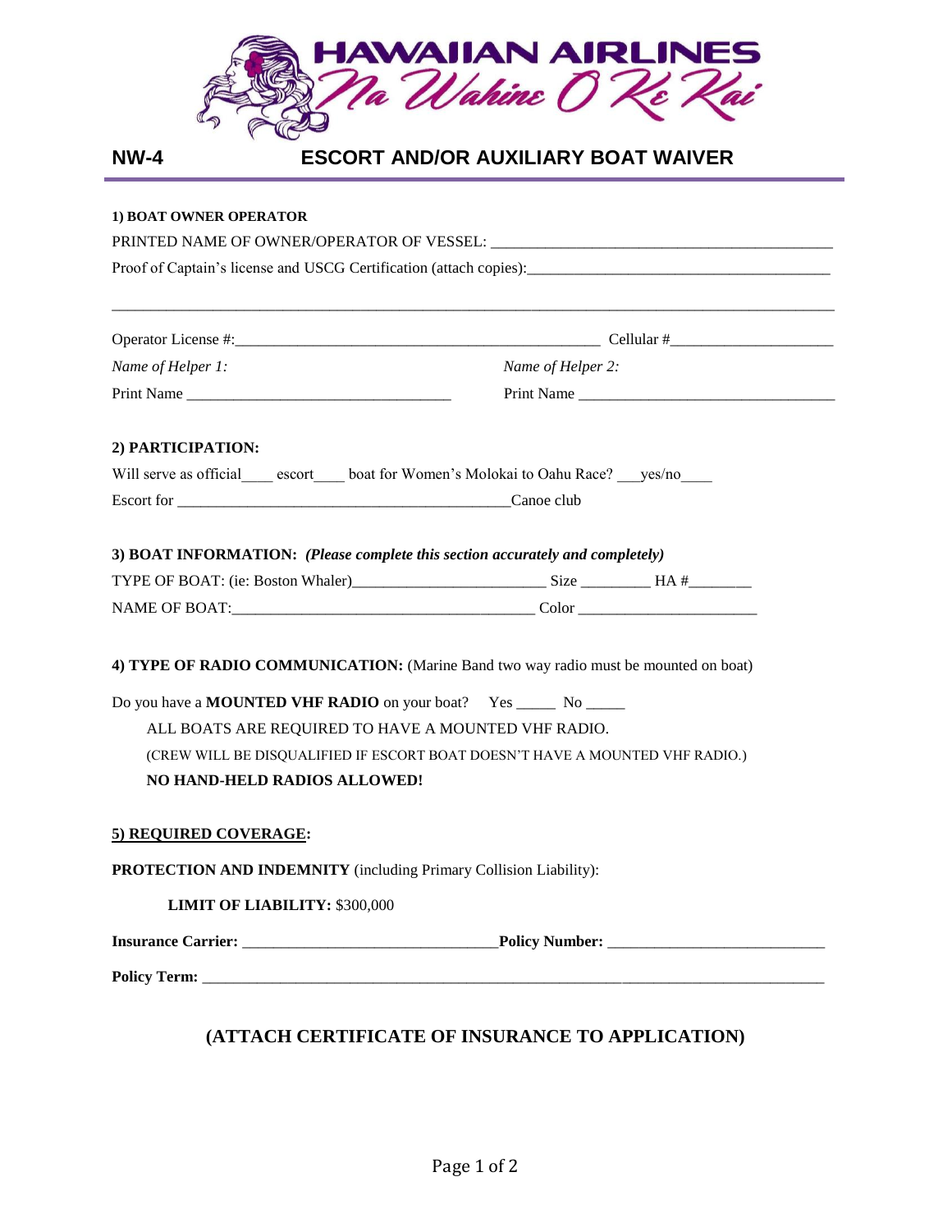# HAWAIIAN AIRLINES

*Na Wahine O Ke Kai*

## NW-4 ESCORT AND/OR AUXILIARY BOAT WAIVER

**1) BOAT OWNER OPERATOR**

PRINTED NAME OF OWNER/OPERATOR OF VESSEL: ___________________________________________

Proof of Captain's license and USCG Certification (attach copies):______________________________________

_____________________________________________________________________________________________

Operator License #:______________________________________________ Cellular #_____________________

*Name of Helper 1:* *Name of Helper 2:*

Print Name _________________________________ Print Name ________________________________

**2) PARTICIPATION:**

Will serve as official____ escort____ boat for Women's Molokai to Oahu Race? ___yes/no____

Escort for ___________________________________________Canoe club

**3) BOAT INFORMATION:** ***(Please complete this section accurately and completely)***

TYPE OF BOAT: (ie: Boston Whaler)________________________ Size _________ HA #________

NAME OF BOAT:______________________________________ Color _______________________

**4) TYPE OF RADIO COMMUNICATION:** (Marine Band two way radio must be mounted on boat)

Do you have a **MOUNTED VHF RADIO** on your boat? Yes _____ No _____

ALL BOATS ARE REQUIRED TO HAVE A MOUNTED VHF RADIO.

(CREW WILL BE DISQUALIFIED IF ESCORT BOAT DOESN'T HAVE A MOUNTED VHF RADIO.)

**NO HAND-HELD RADIOS ALLOWED!**

**5) REQUIRED COVERAGE:**

**PROTECTION AND INDEMNITY** (including Primary Collision Liability):

**LIMIT OF LIABILITY:** $300,000

**Insurance Carrier:** ________________________________**Policy Number:** ___________________________

**Policy Term:** _____________________________________________________________________________

**(ATTACH CERTIFICATE OF INSURANCE TO APPLICATION)**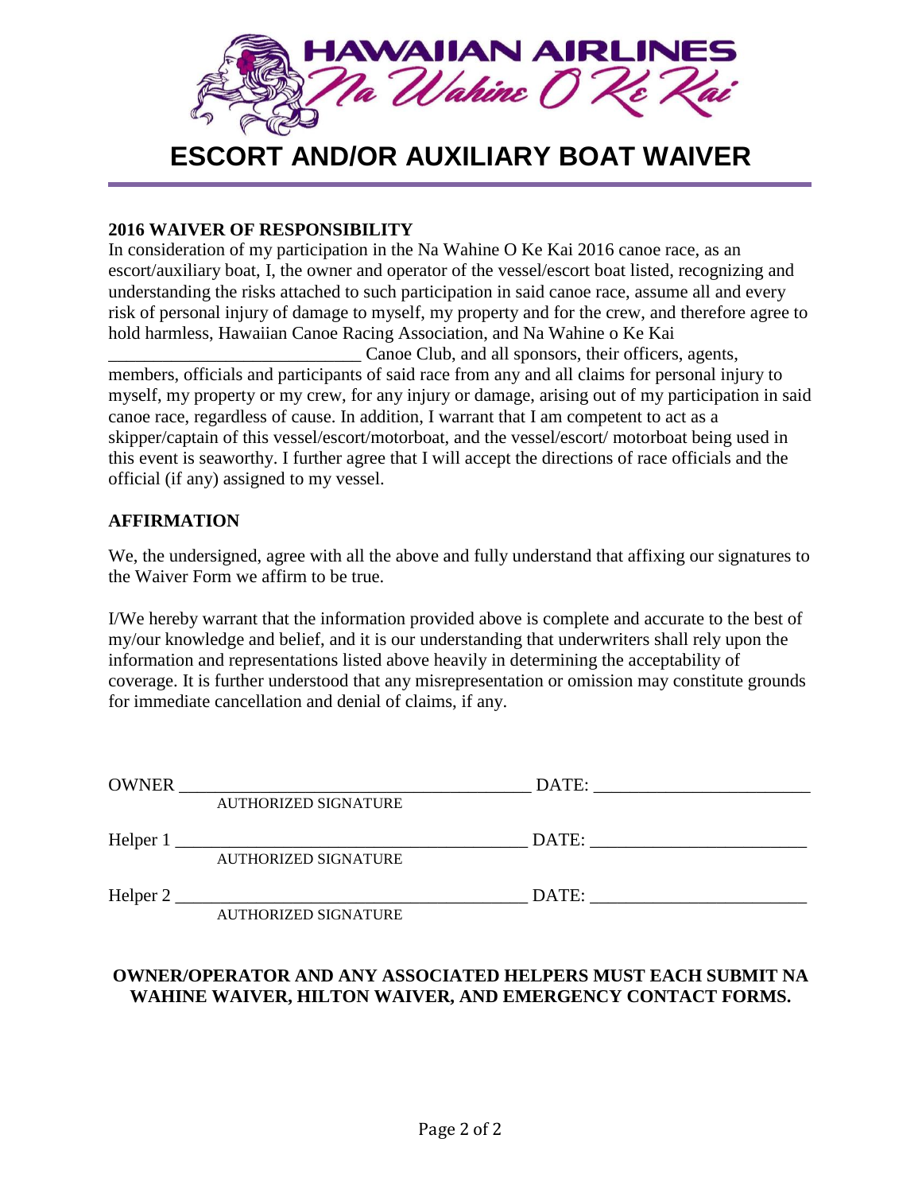HAWAIIAN AIRLINES
Na Wahine O Ke Kai

# ESCORT AND/OR AUXILIARY BOAT WAIVER

**2016 WAIVER OF RESPONSIBILITY**

In consideration of my participation in the Na Wahine O Ke Kai 2016 canoe race, as an escort/auxiliary boat, I, the owner and operator of the vessel/escort boat listed, recognizing and understanding the risks attached to such participation in said canoe race, assume all and every risk of personal injury of damage to myself, my property and for the crew, and therefore agree to hold harmless, Hawaiian Canoe Racing Association, and Na Wahine o Ke Kai ____________________________ Canoe Club, and all sponsors, their officers, agents, members, officials and participants of said race from any and all claims for personal injury to myself, my property or my crew, for any injury or damage, arising out of my participation in said canoe race, regardless of cause. In addition, I warrant that I am competent to act as a skipper/captain of this vessel/escort/motorboat, and the vessel/escort/ motorboat being used in this event is seaworthy. I further agree that I will accept the directions of race officials and the official (if any) assigned to my vessel.

**AFFIRMATION**

We, the undersigned, agree with all the above and fully understand that affixing our signatures to the Waiver Form we affirm to be true.

I/We hereby warrant that the information provided above is complete and accurate to the best of my/our knowledge and belief, and it is our understanding that underwriters shall rely upon the information and representations listed above heavily in determining the acceptability of coverage. It is further understood that any misrepresentation or omission may constitute grounds for immediate cancellation and denial of claims, if any.

OWNER ________________________________________ DATE: ________________________
AUTHORIZED SIGNATURE

Helper 1 ________________________________________ DATE: ________________________
AUTHORIZED SIGNATURE

Helper 2 ________________________________________ DATE: ________________________
AUTHORIZED SIGNATURE

**OWNER/OPERATOR AND ANY ASSOCIATED HELPERS MUST EACH SUBMIT NA WAHINE WAIVER, HILTON WAIVER, AND EMERGENCY CONTACT FORMS.**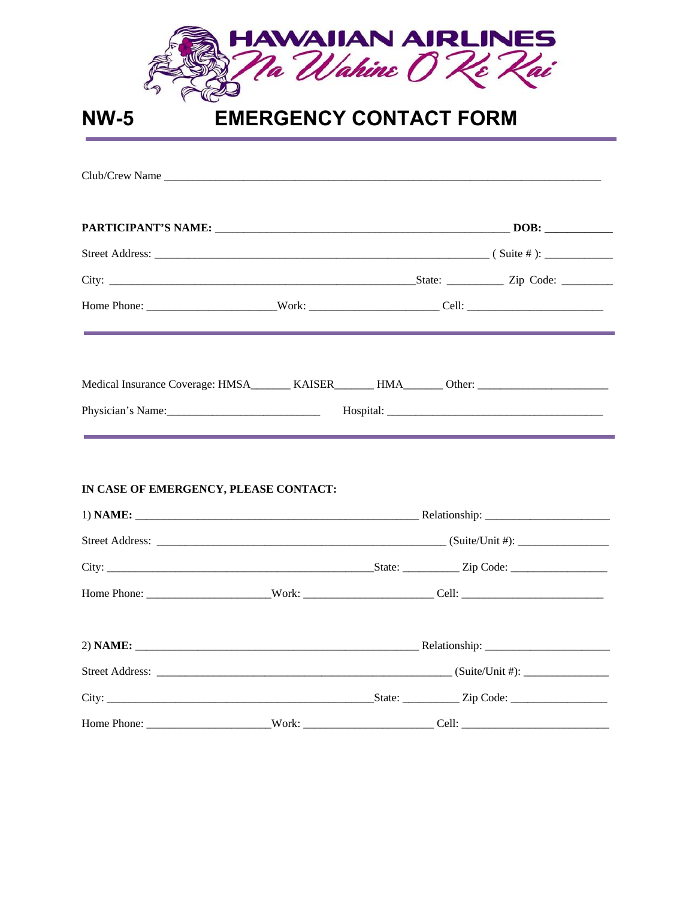HAWAIIAN AIRLINES

Na Wahine O Ke Kai

# NW-5 EMERGENCY CONTACT FORM

Club/Crew Name ___________________________________________________________________________

**PARTICIPANT'S NAME:** __________________________________________________ **DOB:** ___________

Street Address: _________________________________________________________ ( Suite # ): ___________

City: ___________________________________________________State: __________ Zip Code: _________

Home Phone: _____________________Work: _____________________ Cell: _______________________

Medical Insurance Coverage: HMSA_______ KAISER_______ HMA_______ Other: _______________________

Physician's Name:___________________________ Hospital: ______________________________________

**IN CASE OF EMERGENCY, PLEASE CONTACT:**

1) **NAME:** _________________________________________________ Relationship: ______________________

Street Address: ____________________________________________________ (Suite/Unit #): _______________

City: ______________________________________________State: __________ Zip Code: _________________

Home Phone: _____________________Work: ______________________ Cell: _________________________

2) **NAME:** _________________________________________________ Relationship: ______________________

Street Address: ____________________________________________________ (Suite/Unit #): _______________

City: ______________________________________________State: __________ Zip Code: _________________

Home Phone: _____________________Work: ______________________ Cell: _________________________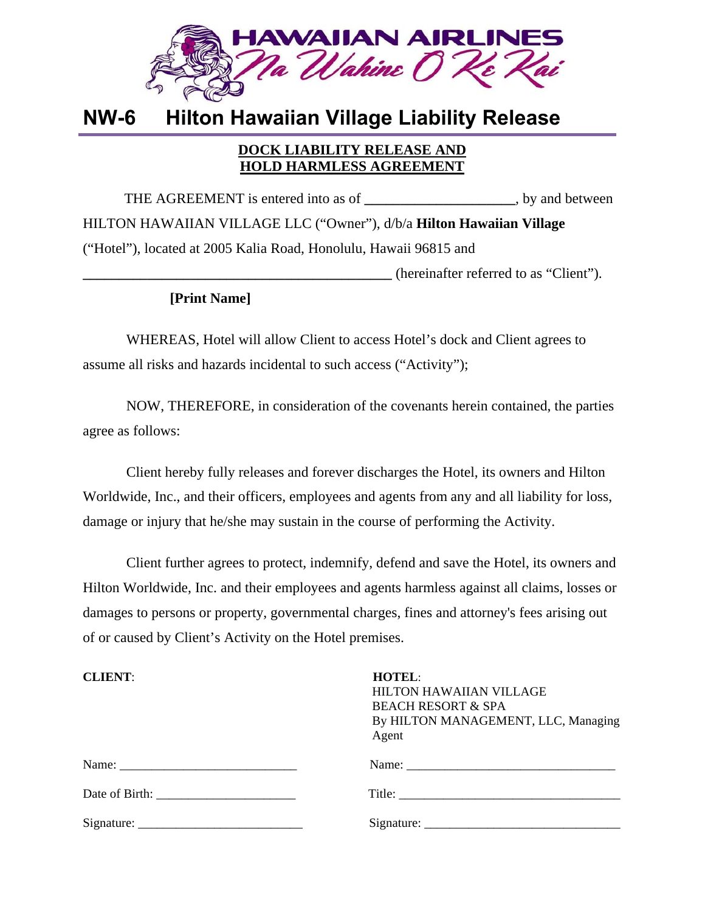HAWAIIAN AIRLINES
Na Wahine O Ke Kai

# NW-6 Hilton Hawaiian Village Liability Release

## DOCK LIABILITY RELEASE AND HOLD HARMLESS AGREEMENT

THE AGREEMENT is entered into as of ____________________, by and between HILTON HAWAIIAN VILLAGE LLC (“Owner”), d/b/a **Hilton Hawaiian Village** (“Hotel”), located at 2005 Kalia Road, Honolulu, Hawaii 96815 and ____________________________________________ (hereinafter referred to as “Client”).

**[Print Name]**

WHEREAS, Hotel will allow Client to access Hotel’s dock and Client agrees to assume all risks and hazards incidental to such access (“Activity”);

NOW, THEREFORE, in consideration of the covenants herein contained, the parties agree as follows:

Client hereby fully releases and forever discharges the Hotel, its owners and Hilton Worldwide, Inc., and their officers, employees and agents from any and all liability for loss, damage or injury that he/she may sustain in the course of performing the Activity.

Client further agrees to protect, indemnify, defend and save the Hotel, its owners and Hilton Worldwide, Inc. and their employees and agents harmless against all claims, losses or damages to persons or property, governmental charges, fines and attorney's fees arising out of or caused by Client’s Activity on the Hotel premises.

**CLIENT**:

Name: ____________________________

Date of Birth: ______________________

Signature: __________________________

**HOTEL**:
HILTON HAWAIIAN VILLAGE
BEACH RESORT & SPA
By HILTON MANAGEMENT, LLC, Managing Agent

Name: _________________________________

Title: ___________________________________

Signature: _______________________________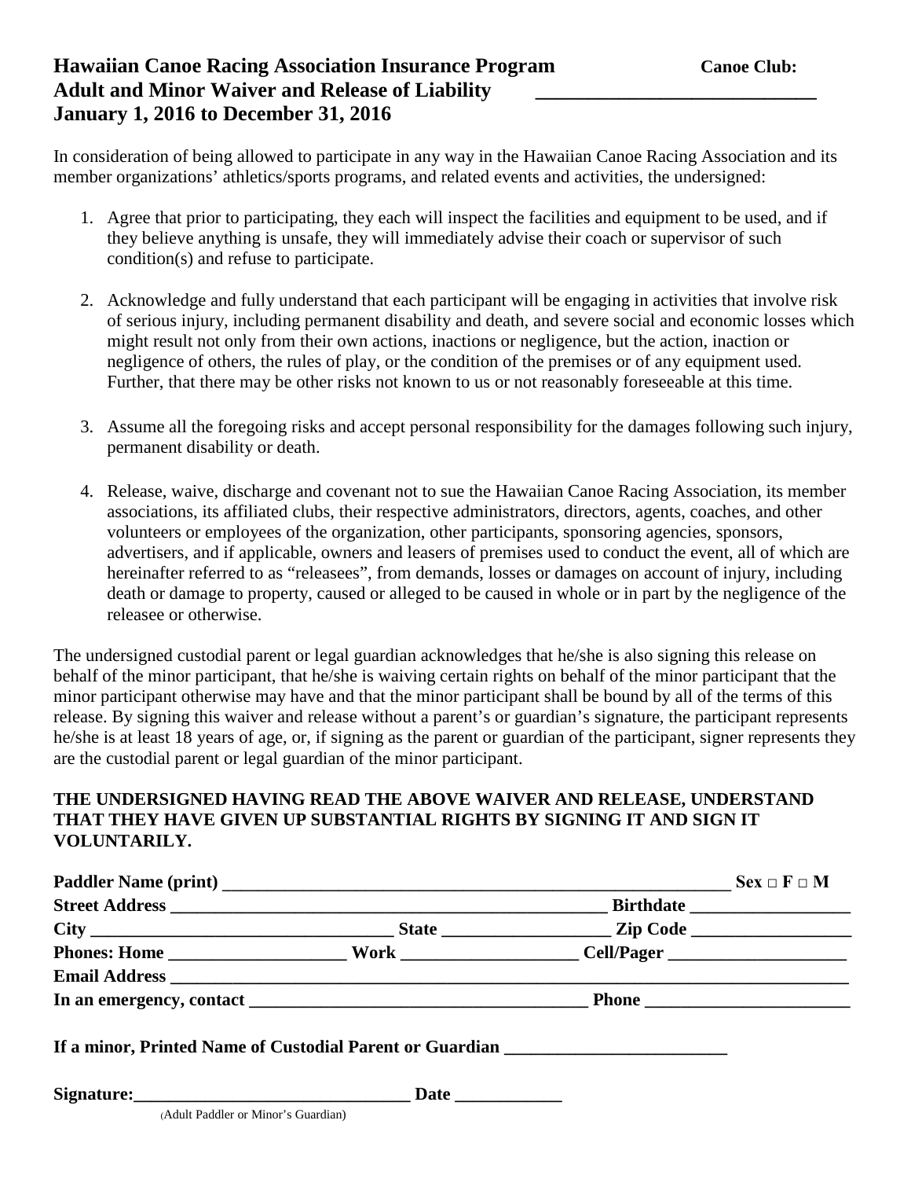**Hawaiian Canoe Racing Association Insurance Program**
**Adult and Minor Waiver and Release of Liability**
**January 1, 2016 to December 31, 2016**

**Canoe Club:** ____________________________

In consideration of being allowed to participate in any way in the Hawaiian Canoe Racing Association and its member organizations' athletics/sports programs, and related events and activities, the undersigned:

1. Agree that prior to participating, they each will inspect the facilities and equipment to be used, and if they believe anything is unsafe, they will immediately advise their coach or supervisor of such condition(s) and refuse to participate.

2. Acknowledge and fully understand that each participant will be engaging in activities that involve risk of serious injury, including permanent disability and death, and severe social and economic losses which might result not only from their own actions, inactions or negligence, but the action, inaction or negligence of others, the rules of play, or the condition of the premises or of any equipment used. Further, that there may be other risks not known to us or not reasonably foreseeable at this time.

3. Assume all the foregoing risks and accept personal responsibility for the damages following such injury, permanent disability or death.

4. Release, waive, discharge and covenant not to sue the Hawaiian Canoe Racing Association, its member associations, its affiliated clubs, their respective administrators, directors, agents, coaches, and other volunteers or employees of the organization, other participants, sponsoring agencies, sponsors, advertisers, and if applicable, owners and leasers of premises used to conduct the event, all of which are hereinafter referred to as "releasees", from demands, losses or damages on account of injury, including death or damage to property, caused or alleged to be caused in whole or in part by the negligence of the releasee or otherwise.

The undersigned custodial parent or legal guardian acknowledges that he/she is also signing this release on behalf of the minor participant, that he/she is waiving certain rights on behalf of the minor participant that the minor participant otherwise may have and that the minor participant shall be bound by all of the terms of this release. By signing this waiver and release without a parent's or guardian's signature, the participant represents he/she is at least 18 years of age, or, if signing as the parent or guardian of the participant, signer represents they are the custodial parent or legal guardian of the minor participant.

**THE UNDERSIGNED HAVING READ THE ABOVE WAIVER AND RELEASE, UNDERSTAND THAT THEY HAVE GIVEN UP SUBSTANTIAL RIGHTS BY SIGNING IT AND SIGN IT VOLUNTARILY.**

**Paddler Name (print)** ____________________________________________ **Sex □ F □ M**
**Street Address** ____________________________________ **Birthdate** ______________
**City** ________________________ **State** ______________ **Zip Code** ______________
**Phones: Home** ______________ **Work** ______________ **Cell/Pager** ______________
**Email Address** ____________________________________________________________
**In an emergency, contact** ____________________________ **Phone** ________________

**If a minor, Printed Name of Custodial Parent or Guardian** ______________________

**Signature:**______________________ **Date** __________
(Adult Paddler or Minor's Guardian)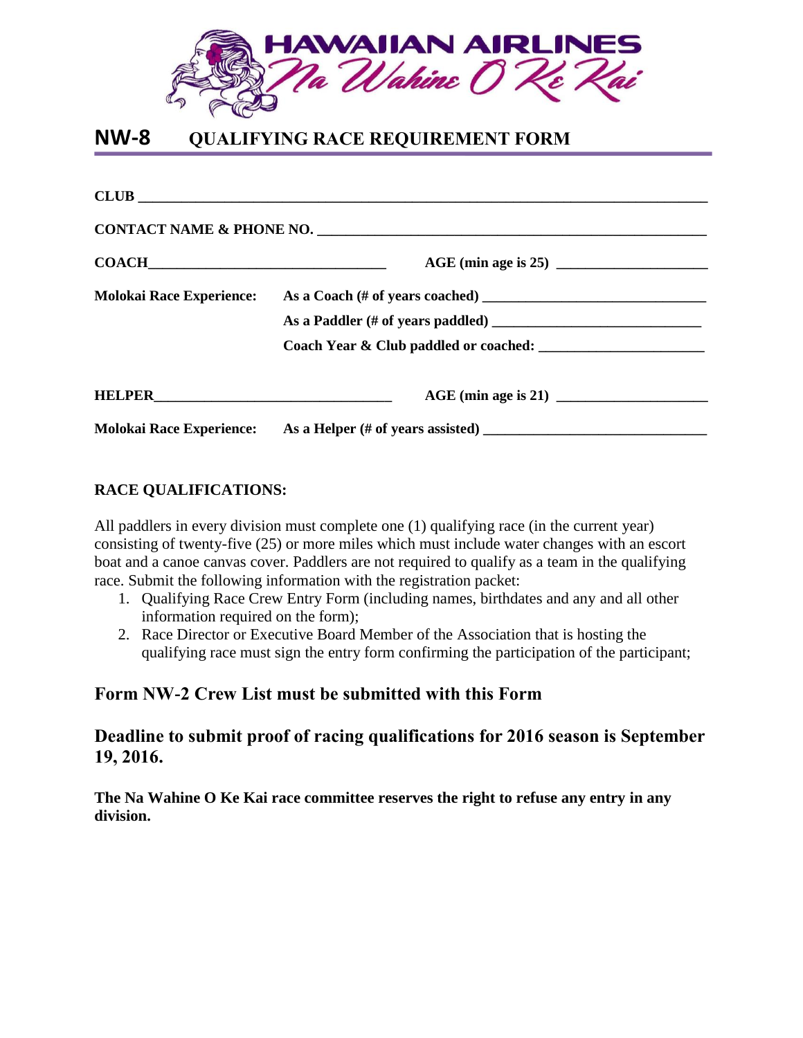HAWAIIAN AIRLINES

Na Wahine O Ke Kai

# NW-8 QUALIFYING RACE REQUIREMENT FORM

**CLUB** ______________________________________________________________________________

**CONTACT NAME & PHONE NO.** _______________________________________________________

**COACH**________________________________ **AGE (min age is 25)** ____________________

**Molokai Race Experience:** **As a Coach (# of years coached)** ______________________________

**As a Paddler (# of years paddled)** ____________________________

**Coach Year & Club paddled or coached:** ______________________

**HELPER**________________________________ **AGE (min age is 21)** ____________________

**Molokai Race Experience:** **As a Helper (# of years assisted)** ______________________________

**RACE QUALIFICATIONS:**

All paddlers in every division must complete one (1) qualifying race (in the current year) consisting of twenty-five (25) or more miles which must include water changes with an escort boat and a canoe canvas cover. Paddlers are not required to qualify as a team in the qualifying race. Submit the following information with the registration packet:

1. Qualifying Race Crew Entry Form (including names, birthdates and any and all other information required on the form);
2. Race Director or Executive Board Member of the Association that is hosting the qualifying race must sign the entry form confirming the participation of the participant;

## Form NW-2 Crew List must be submitted with this Form

## Deadline to submit proof of racing qualifications for 2016 season is September 19, 2016.

**The Na Wahine O Ke Kai race committee reserves the right to refuse any entry in any division.**